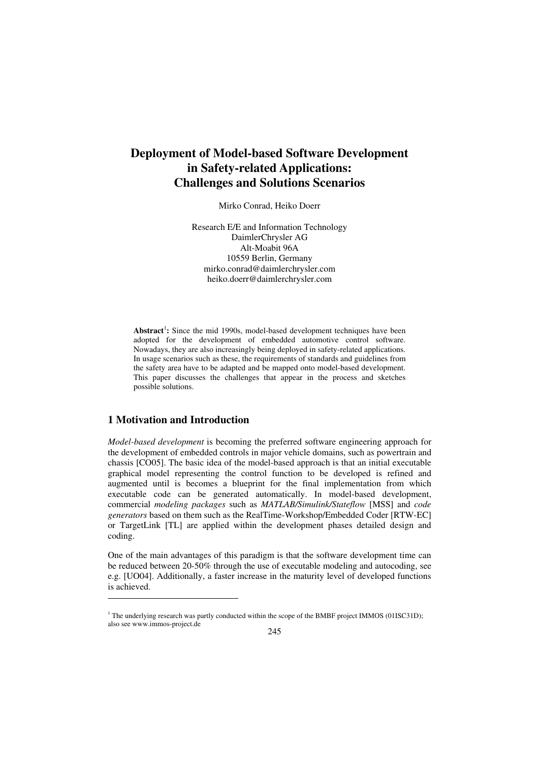# Deployment of Model-based Software Development in Safety-related Applications: Challenges and Solutions Scenarios

Mirko Conrad, Heiko Doerr

Research E/E and Information Technology
DaimlerChrysler AG
Alt-Moabit 96A
10559 Berlin, Germany
mirko.conrad@daimlerchrysler.com
heiko.doerr@daimlerchrysler.com

**Abstract**[1]**:** Since the mid 1990s, model-based development techniques have been adopted for the development of embedded automotive control software. Nowadays, they are also increasingly being deployed in safety-related applications. In usage scenarios such as these, the requirements of standards and guidelines from the safety area have to be adapted and be mapped onto model-based development. This paper discusses the challenges that appear in the process and sketches possible solutions.

## 1 Motivation and Introduction

*Model-based development* is becoming the preferred software engineering approach for the development of embedded controls in major vehicle domains, such as powertrain and chassis [CO05]. The basic idea of the model-based approach is that an initial executable graphical model representing the control function to be developed is refined and augmented until is becomes a blueprint for the final implementation from which executable code can be generated automatically. In model-based development, commercial *modeling packages* such as *MATLAB/Simulink/Stateflow* [MSS] and *code generators* based on them such as the RealTime-Workshop/Embedded Coder [RTW-EC] or TargetLink [TL] are applied within the development phases detailed design and coding.

One of the main advantages of this paradigm is that the software development time can be reduced between 20-50% through the use of executable modeling and autocoding, see e.g. [UO04]. Additionally, a faster increase in the maturity level of developed functions is achieved.

[1] The underlying research was partly conducted within the scope of the BMBF project IMMOS (01ISC31D); also see www.immos-project.de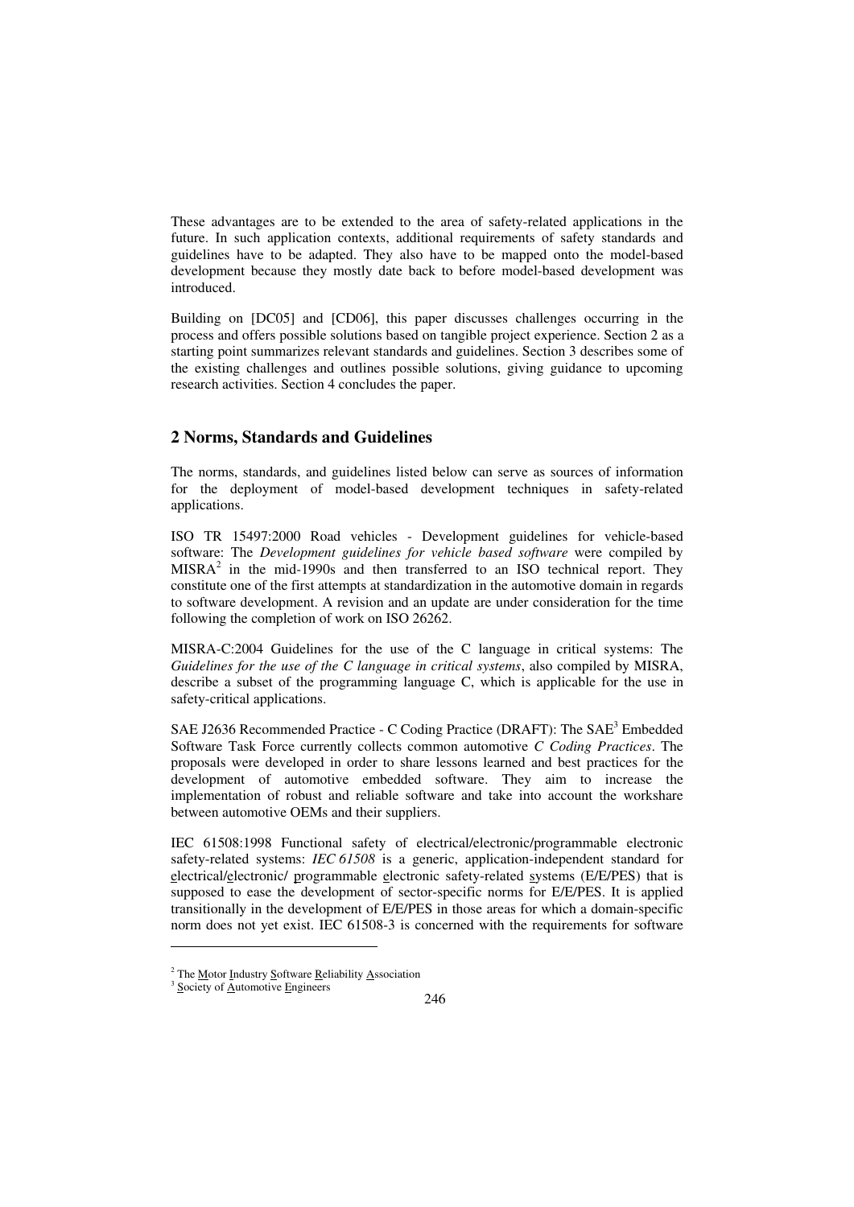These advantages are to be extended to the area of safety-related applications in the future. In such application contexts, additional requirements of safety standards and guidelines have to be adapted. They also have to be mapped onto the model-based development because they mostly date back to before model-based development was introduced.

Building on [DC05] and [CD06], this paper discusses challenges occurring in the process and offers possible solutions based on tangible project experience. Section 2 as a starting point summarizes relevant standards and guidelines. Section 3 describes some of the existing challenges and outlines possible solutions, giving guidance to upcoming research activities. Section 4 concludes the paper.

## 2 Norms, Standards and Guidelines

The norms, standards, and guidelines listed below can serve as sources of information for the deployment of model-based development techniques in safety-related applications.

ISO TR 15497:2000 Road vehicles - Development guidelines for vehicle-based software: The *Development guidelines for vehicle based software* were compiled by MISRA[2] in the mid-1990s and then transferred to an ISO technical report. They constitute one of the first attempts at standardization in the automotive domain in regards to software development. A revision and an update are under consideration for the time following the completion of work on ISO 26262.

MISRA-C:2004 Guidelines for the use of the C language in critical systems: The *Guidelines for the use of the C language in critical systems*, also compiled by MISRA, describe a subset of the programming language C, which is applicable for the use in safety-critical applications.

SAE J2636 Recommended Practice - C Coding Practice (DRAFT): The SAE[3] Embedded Software Task Force currently collects common automotive *C Coding Practices*. The proposals were developed in order to share lessons learned and best practices for the development of automotive embedded software. They aim to increase the implementation of robust and reliable software and take into account the workshare between automotive OEMs and their suppliers.

IEC 61508:1998 Functional safety of electrical/electronic/programmable electronic safety-related systems: *IEC 61508* is a generic, application-independent standard for electrical/electronic/ programmable electronic safety-related systems (E/E/PES) that is supposed to ease the development of sector-specific norms for E/E/PES. It is applied transitionally in the development of E/E/PES in those areas for which a domain-specific norm does not yet exist. IEC 61508-3 is concerned with the requirements for software

---

[2] The Motor Industry Software Reliability Association

[3] Society of Automotive Engineers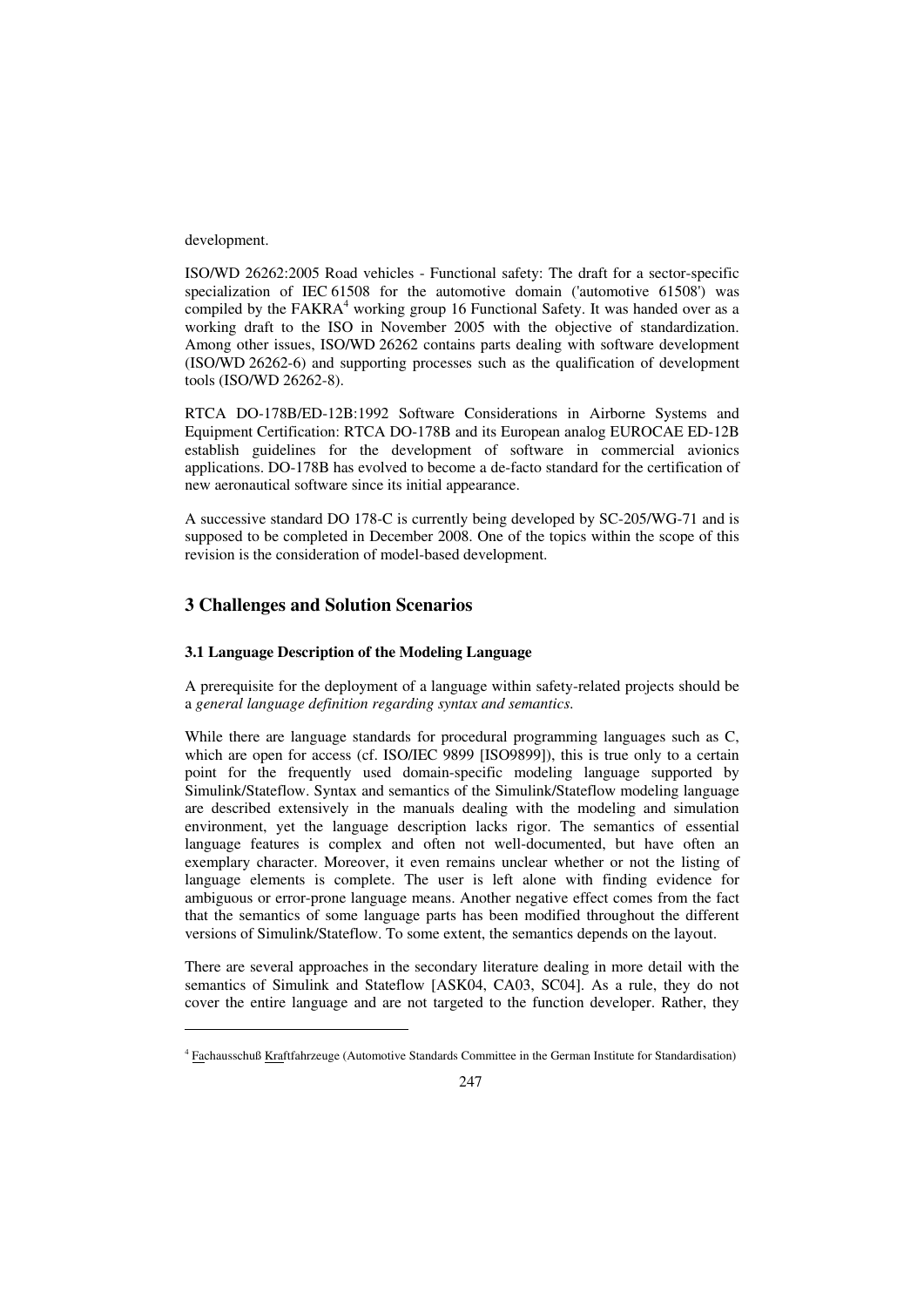development.

ISO/WD 26262:2005 Road vehicles - Functional safety: The draft for a sector-specific specialization of IEC 61508 for the automotive domain ('automotive 61508') was compiled by the FAKRA[4] working group 16 Functional Safety. It was handed over as a working draft to the ISO in November 2005 with the objective of standardization. Among other issues, ISO/WD 26262 contains parts dealing with software development (ISO/WD 26262-6) and supporting processes such as the qualification of development tools (ISO/WD 26262-8).

RTCA DO-178B/ED-12B:1992 Software Considerations in Airborne Systems and Equipment Certification: RTCA DO-178B and its European analog EUROCAE ED-12B establish guidelines for the development of software in commercial avionics applications. DO-178B has evolved to become a de-facto standard for the certification of new aeronautical software since its initial appearance.

A successive standard DO 178-C is currently being developed by SC-205/WG-71 and is supposed to be completed in December 2008. One of the topics within the scope of this revision is the consideration of model-based development.

## 3 Challenges and Solution Scenarios

### 3.1 Language Description of the Modeling Language

A prerequisite for the deployment of a language within safety-related projects should be a *general language definition regarding syntax and semantics*.

While there are language standards for procedural programming languages such as C, which are open for access (cf. ISO/IEC 9899 [ISO9899]), this is true only to a certain point for the frequently used domain-specific modeling language supported by Simulink/Stateflow. Syntax and semantics of the Simulink/Stateflow modeling language are described extensively in the manuals dealing with the modeling and simulation environment, yet the language description lacks rigor. The semantics of essential language features is complex and often not well-documented, but have often an exemplary character. Moreover, it even remains unclear whether or not the listing of language elements is complete. The user is left alone with finding evidence for ambiguous or error-prone language means. Another negative effect comes from the fact that the semantics of some language parts has been modified throughout the different versions of Simulink/Stateflow. To some extent, the semantics depends on the layout.

There are several approaches in the secondary literature dealing in more detail with the semantics of Simulink and Stateflow [ASK04, CA03, SC04]. As a rule, they do not cover the entire language and are not targeted to the function developer. Rather, they

[4] Fachausschuß Kraftfahrzeuge (Automotive Standards Committee in the German Institute for Standardisation)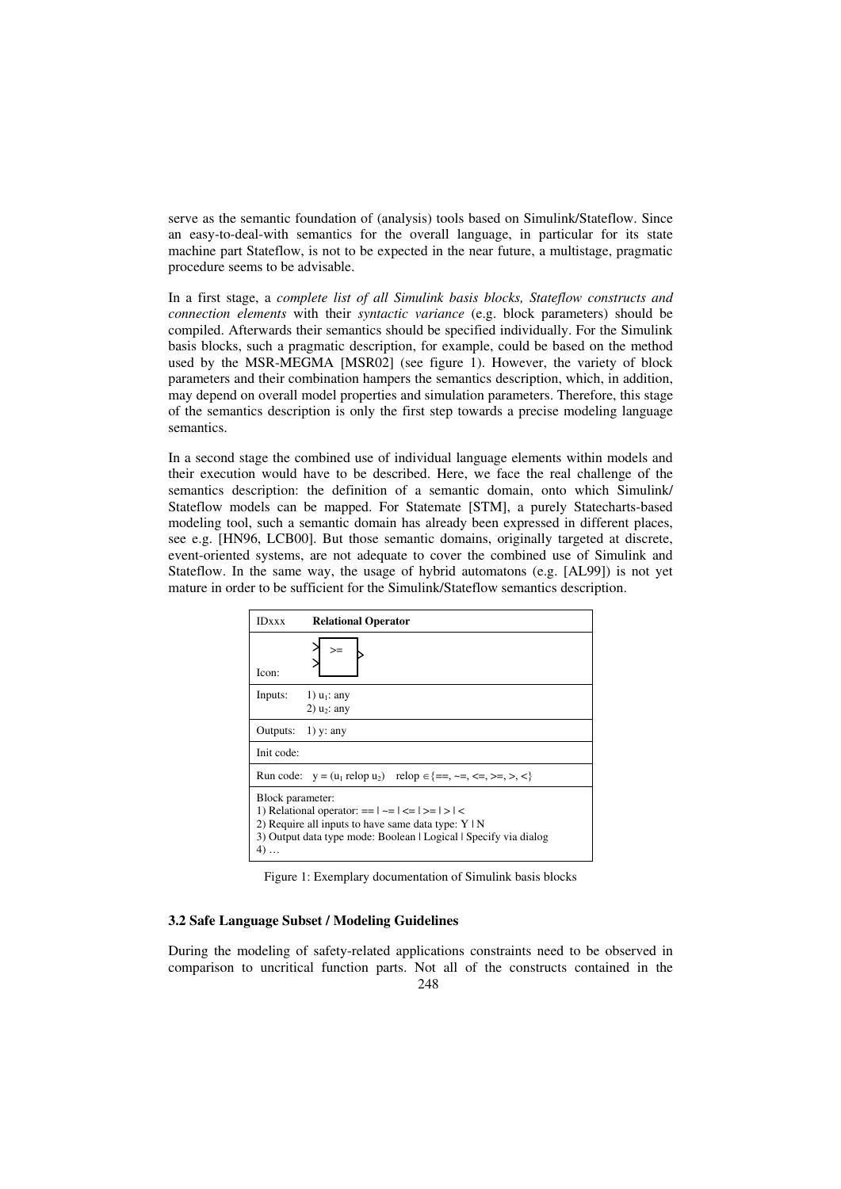serve as the semantic foundation of (analysis) tools based on Simulink/Stateflow. Since an easy-to-deal-with semantics for the overall language, in particular for its state machine part Stateflow, is not to be expected in the near future, a multistage, pragmatic procedure seems to be advisable.

In a first stage, a *complete list of all Simulink basis blocks, Stateflow constructs and connection elements* with their *syntactic variance* (e.g. block parameters) should be compiled. Afterwards their semantics should be specified individually. For the Simulink basis blocks, such a pragmatic description, for example, could be based on the method used by the MSR-MEGMA [MSR02] (see figure 1). However, the variety of block parameters and their combination hampers the semantics description, which, in addition, may depend on overall model properties and simulation parameters. Therefore, this stage of the semantics description is only the first step towards a precise modeling language semantics.

In a second stage the combined use of individual language elements within models and their execution would have to be described. Here, we face the real challenge of the semantics description: the definition of a semantic domain, onto which Simulink/ Stateflow models can be mapped. For Statemate [STM], a purely Statecharts-based modeling tool, such a semantic domain has already been expressed in different places, see e.g. [HN96, LCB00]. But those semantic domains, originally targeted at discrete, event-oriented systems, are not adequate to cover the combined use of Simulink and Stateflow. In the same way, the usage of hybrid automatons (e.g. [AL99]) is not yet mature in order to be sufficient for the Simulink/Stateflow semantics description.

| IDxxx | **Relational Operator** |
|---|---|
| Icon: | >= |
| Inputs: | 1) $u_1$: any<br>2) $u_2$: any |
| Outputs: | 1) y: any |
| Init code: | |
| Run code: | $y = (u_1 \text{ relop } u_2)$ relop ∈{==, ~=, <=, >=, >, <} |
| Block parameter:<br>1) Relational operator: == \| ~= \| <= \| >= \| > \| <<br>2) Require all inputs to have same data type: Y \| N<br>3) Output data type mode: Boolean \| Logical \| Specify via dialog<br>4) … | |

Figure 1: Exemplary documentation of Simulink basis blocks

### 3.2 Safe Language Subset / Modeling Guidelines

During the modeling of safety-related applications constraints need to be observed in comparison to uncritical function parts. Not all of the constructs contained in the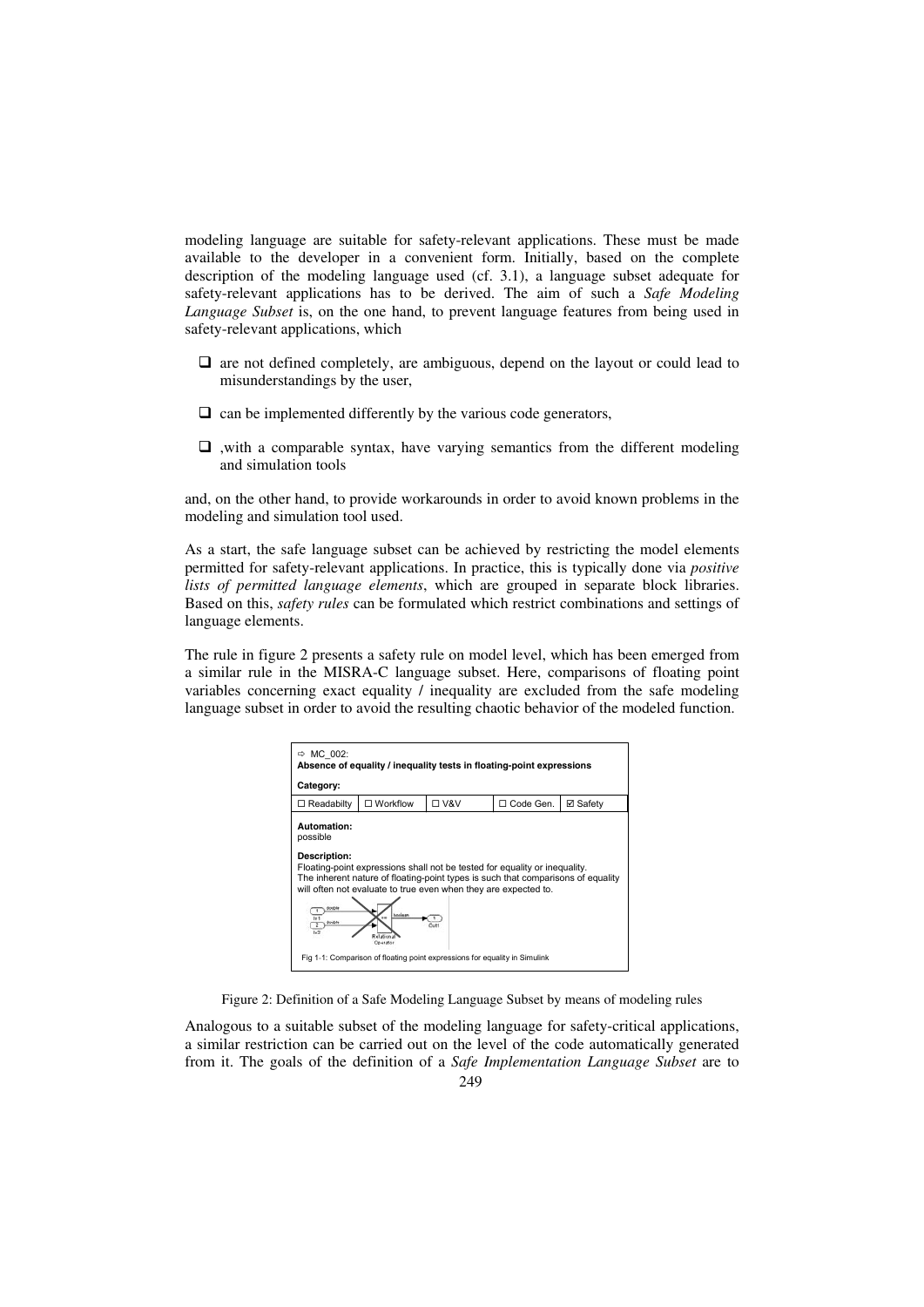modeling language are suitable for safety-relevant applications. These must be made available to the developer in a convenient form. Initially, based on the complete description of the modeling language used (cf. 3.1), a language subset adequate for safety-relevant applications has to be derived. The aim of such a *Safe Modeling Language Subset* is, on the one hand, to prevent language features from being used in safety-relevant applications, which

- ❑ are not defined completely, are ambiguous, depend on the layout or could lead to misunderstandings by the user,
- ❑ can be implemented differently by the various code generators,
- ❑ ,with a comparable syntax, have varying semantics from the different modeling and simulation tools

and, on the other hand, to provide workarounds in order to avoid known problems in the modeling and simulation tool used.

As a start, the safe language subset can be achieved by restricting the model elements permitted for safety-relevant applications. In practice, this is typically done via *positive lists of permitted language elements*, which are grouped in separate block libraries. Based on this, *safety rules* can be formulated which restrict combinations and settings of language elements.

The rule in figure 2 presents a safety rule on model level, which has been emerged from a similar rule in the MISRA-C language subset. Here, comparisons of floating point variables concerning exact equality / inequality are excluded from the safe modeling language subset in order to avoid the resulting chaotic behavior of the modeled function.

⇨ MC_002:
**Absence of equality / inequality tests in floating-point expressions**

**Category:**

| ☐ Readabilty | ☐ Workflow | ☐ V&V | ☐ Code Gen. | ☑ Safety |
|---|---|---|---|---|

**Automation:**
possible

**Description:**
Floating-point expressions shall not be tested for equality or inequality.
The inherent nature of floating-point types is such that comparisons of equality will often not evaluate to true even when they are expected to.

Fig 1-1: Comparison of floating point expressions for equality in Simulink

Figure 2: Definition of a Safe Modeling Language Subset by means of modeling rules

Analogous to a suitable subset of the modeling language for safety-critical applications, a similar restriction can be carried out on the level of the code automatically generated from it. The goals of the definition of a *Safe Implementation Language Subset* are to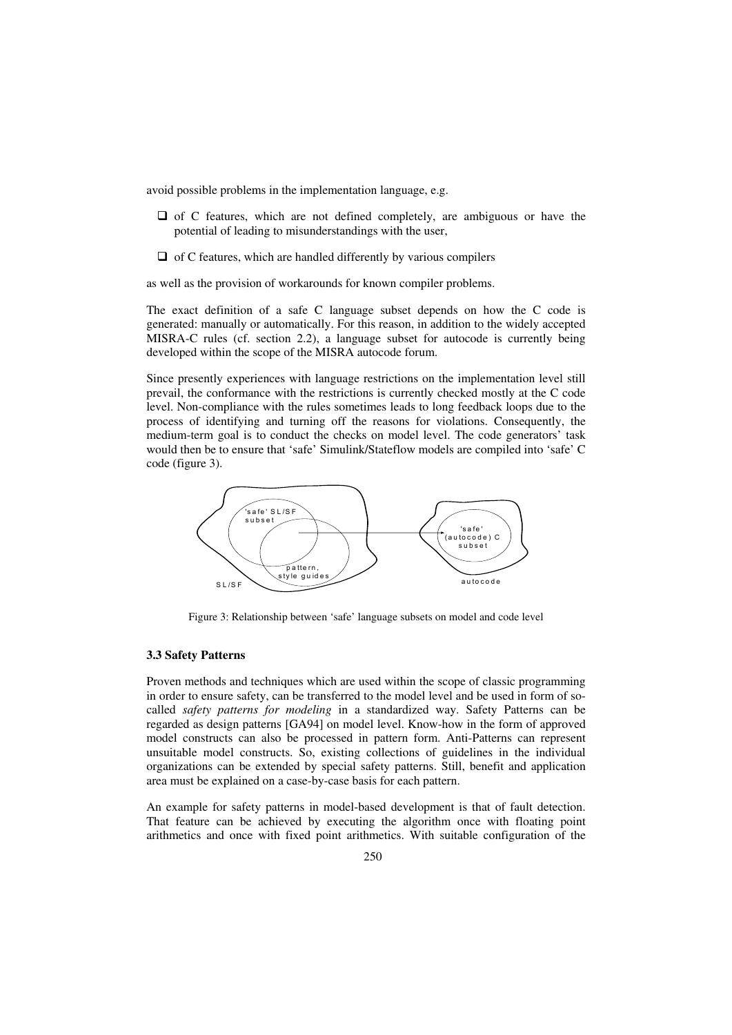avoid possible problems in the implementation language, e.g.

- of C features, which are not defined completely, are ambiguous or have the potential of leading to misunderstandings with the user,
- of C features, which are handled differently by various compilers

as well as the provision of workarounds for known compiler problems.

The exact definition of a safe C language subset depends on how the C code is generated: manually or automatically. For this reason, in addition to the widely accepted MISRA-C rules (cf. section 2.2), a language subset for autocode is currently being developed within the scope of the MISRA autocode forum.

Since presently experiences with language restrictions on the implementation level still prevail, the conformance with the restrictions is currently checked mostly at the C code level. Non-compliance with the rules sometimes leads to long feedback loops due to the process of identifying and turning off the reasons for violations. Consequently, the medium-term goal is to conduct the checks on model level. The code generators' task would then be to ensure that 'safe' Simulink/Stateflow models are compiled into 'safe' C code (figure 3).

'safe' SL/SF subset

pattern, style guides

SL/SF

'safe' (autocode) C subset

autocode

Figure 3: Relationship between 'safe' language subsets on model and code level

### 3.3 Safety Patterns

Proven methods and techniques which are used within the scope of classic programming in order to ensure safety, can be transferred to the model level and be used in form of so-called *safety patterns for modeling* in a standardized way. Safety Patterns can be regarded as design patterns [GA94] on model level. Know-how in the form of approved model constructs can also be processed in pattern form. Anti-Patterns can represent unsuitable model constructs. So, existing collections of guidelines in the individual organizations can be extended by special safety patterns. Still, benefit and application area must be explained on a case-by-case basis for each pattern.

An example for safety patterns in model-based development is that of fault detection. That feature can be achieved by executing the algorithm once with floating point arithmetics and once with fixed point arithmetics. With suitable configuration of the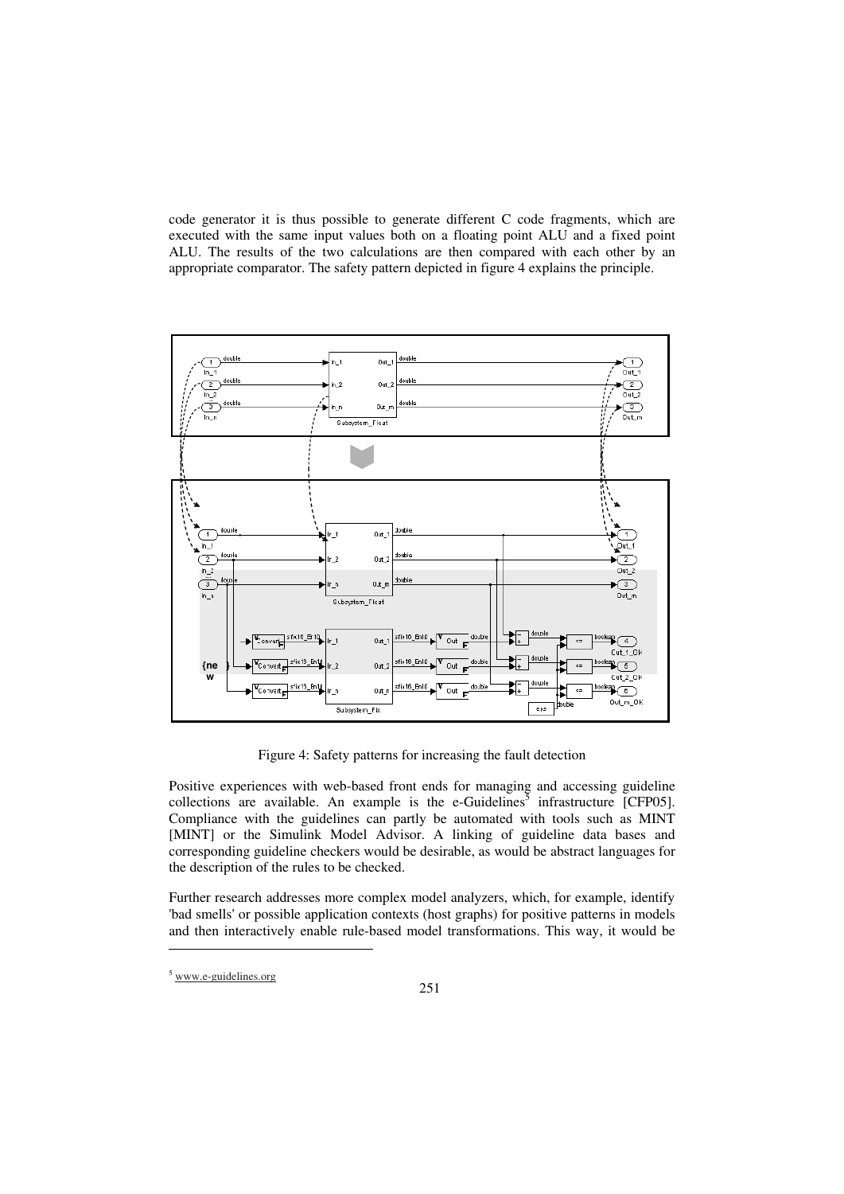code generator it is thus possible to generate different C code fragments, which are executed with the same input values both on a floating point ALU and a fixed point ALU. The results of the two calculations are then compared with each other by an appropriate comparator. The safety pattern depicted in figure 4 explains the principle.

Figure 4: Safety patterns for increasing the fault detection

Positive experiences with web-based front ends for managing and accessing guideline collections are available. An example is the e-Guidelines[5] infrastructure [CFP05]. Compliance with the guidelines can partly be automated with tools such as MINT [MINT] or the Simulink Model Advisor. A linking of guideline data bases and corresponding guideline checkers would be desirable, as would be abstract languages for the description of the rules to be checked.

Further research addresses more complex model analyzers, which, for example, identify 'bad smells' or possible application contexts (host graphs) for positive patterns in models and then interactively enable rule-based model transformations. This way, it would be

[5] www.e-guidelines.org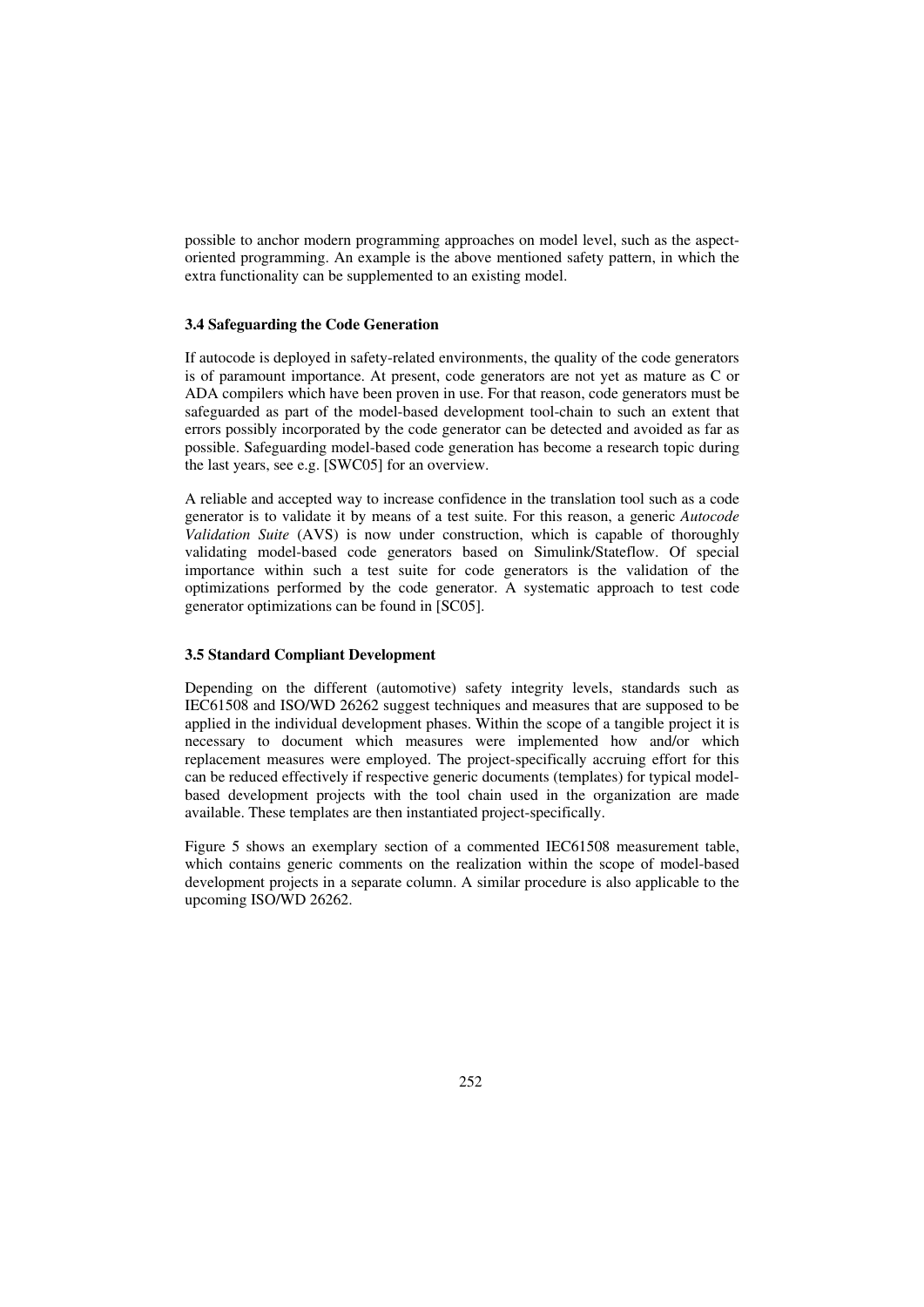possible to anchor modern programming approaches on model level, such as the aspect-oriented programming. An example is the above mentioned safety pattern, in which the extra functionality can be supplemented to an existing model.

### 3.4 Safeguarding the Code Generation

If autocode is deployed in safety-related environments, the quality of the code generators is of paramount importance. At present, code generators are not yet as mature as C or ADA compilers which have been proven in use. For that reason, code generators must be safeguarded as part of the model-based development tool-chain to such an extent that errors possibly incorporated by the code generator can be detected and avoided as far as possible. Safeguarding model-based code generation has become a research topic during the last years, see e.g. [SWC05] for an overview.

A reliable and accepted way to increase confidence in the translation tool such as a code generator is to validate it by means of a test suite. For this reason, a generic *Autocode Validation Suite* (AVS) is now under construction, which is capable of thoroughly validating model-based code generators based on Simulink/Stateflow. Of special importance within such a test suite for code generators is the validation of the optimizations performed by the code generator. A systematic approach to test code generator optimizations can be found in [SC05].

### 3.5 Standard Compliant Development

Depending on the different (automotive) safety integrity levels, standards such as IEC61508 and ISO/WD 26262 suggest techniques and measures that are supposed to be applied in the individual development phases. Within the scope of a tangible project it is necessary to document which measures were implemented how and/or which replacement measures were employed. The project-specifically accruing effort for this can be reduced effectively if respective generic documents (templates) for typical model-based development projects with the tool chain used in the organization are made available. These templates are then instantiated project-specifically.

Figure 5 shows an exemplary section of a commented IEC61508 measurement table, which contains generic comments on the realization within the scope of model-based development projects in a separate column. A similar procedure is also applicable to the upcoming ISO/WD 26262.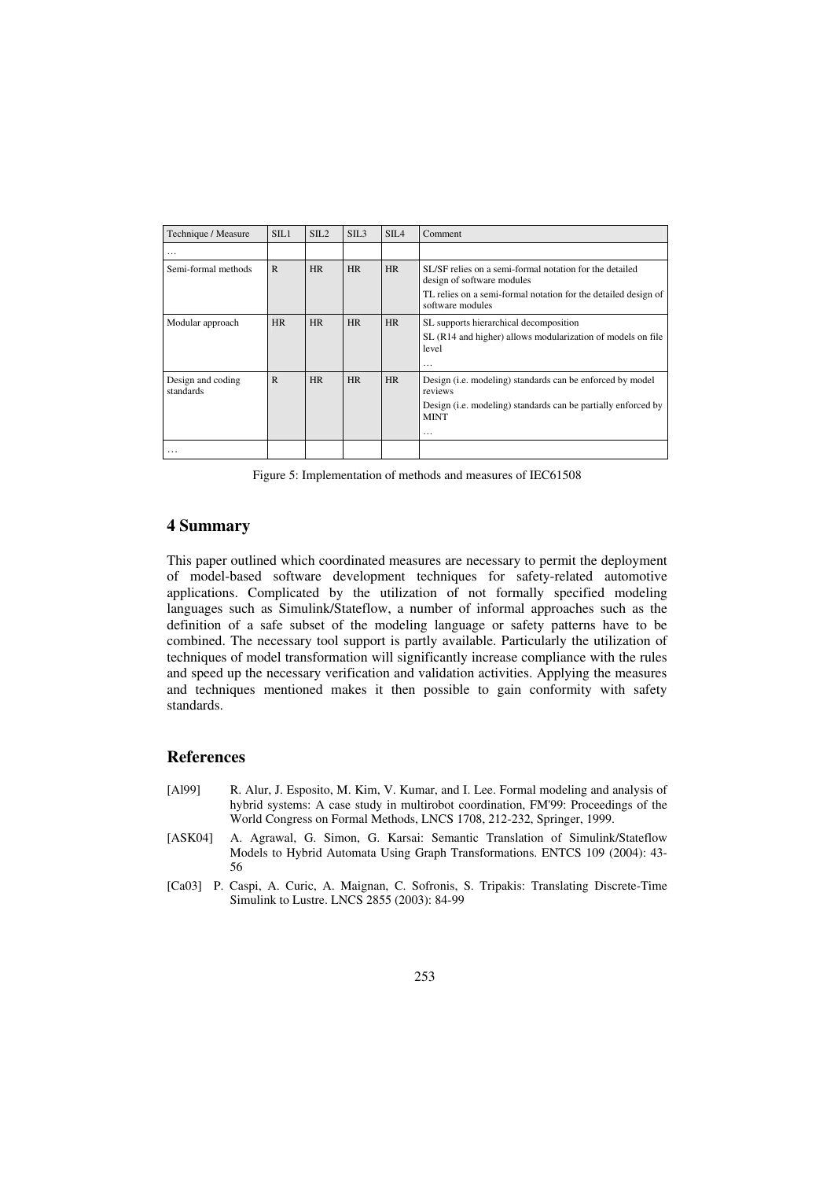| Technique / Measure | SIL1 | SIL2 | SIL3 | SIL4 | Comment |
|---|---|---|---|---|---|
| … | | | | | |
| Semi-formal methods | R | HR | HR | HR | SL/SF relies on a semi-formal notation for the detailed design of software modules<br>TL relies on a semi-formal notation for the detailed design of software modules |
| Modular approach | HR | HR | HR | HR | SL supports hierarchical decomposition<br>SL (R14 and higher) allows modularization of models on file level<br>… |
| Design and coding standards | R | HR | HR | HR | Design (i.e. modeling) standards can be enforced by model reviews<br>Design (i.e. modeling) standards can be partially enforced by MINT<br>… |
| … | | | | | |

Figure 5: Implementation of methods and measures of IEC61508

## 4 Summary

This paper outlined which coordinated measures are necessary to permit the deployment of model-based software development techniques for safety-related automotive applications. Complicated by the utilization of not formally specified modeling languages such as Simulink/Stateflow, a number of informal approaches such as the definition of a safe subset of the modeling language or safety patterns have to be combined. The necessary tool support is partly available. Particularly the utilization of techniques of model transformation will significantly increase compliance with the rules and speed up the necessary verification and validation activities. Applying the measures and techniques mentioned makes it then possible to gain conformity with safety standards.

## References

[Al99] R. Alur, J. Esposito, M. Kim, V. Kumar, and I. Lee. Formal modeling and analysis of hybrid systems: A case study in multirobot coordination, FM'99: Proceedings of the World Congress on Formal Methods, LNCS 1708, 212-232, Springer, 1999.

[ASK04] A. Agrawal, G. Simon, G. Karsai: Semantic Translation of Simulink/Stateflow Models to Hybrid Automata Using Graph Transformations. ENTCS 109 (2004): 43-56

[Ca03] P. Caspi, A. Curic, A. Maignan, C. Sofronis, S. Tripakis: Translating Discrete-Time Simulink to Lustre. LNCS 2855 (2003): 84-99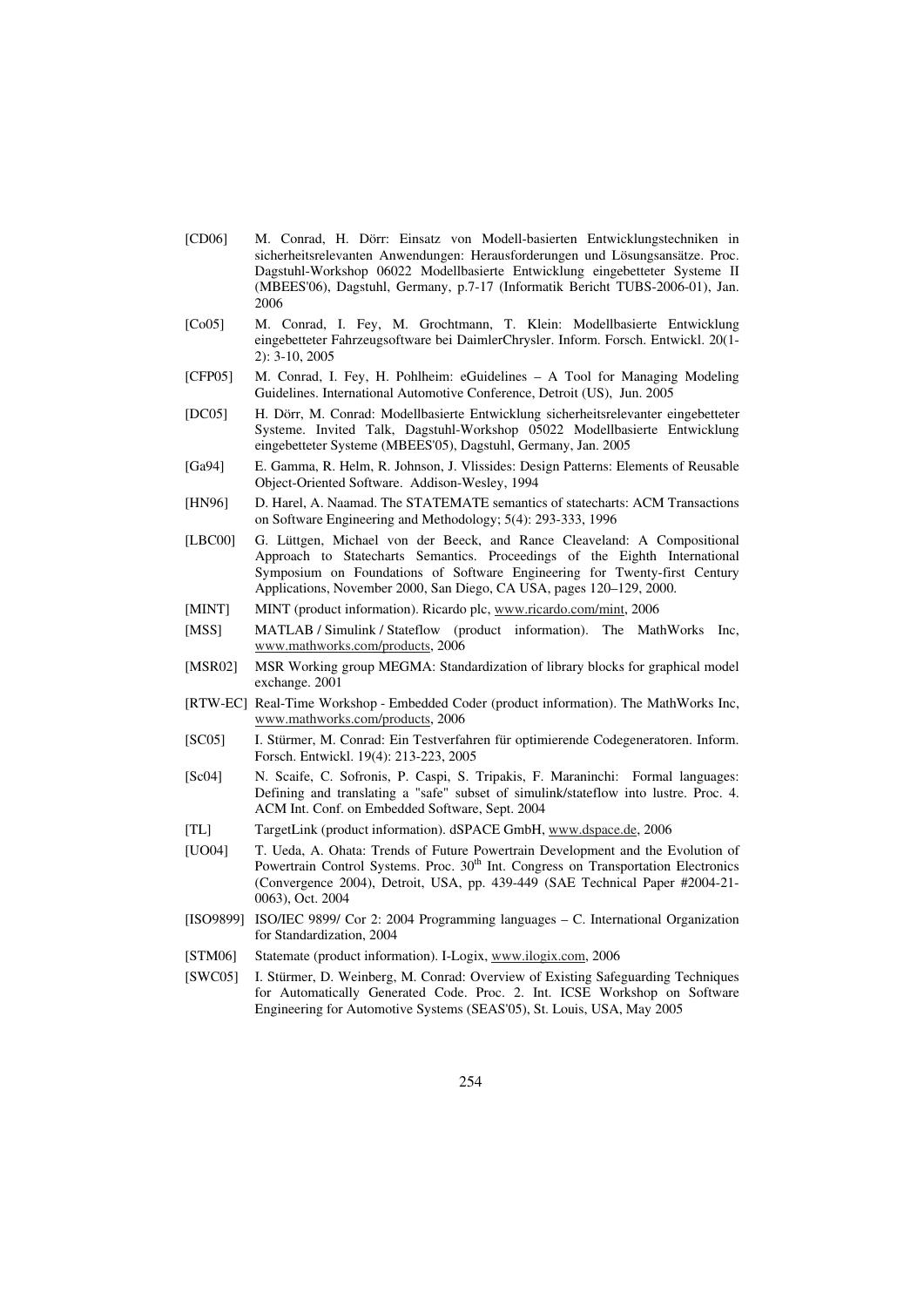[CD06] M. Conrad, H. Dörr: Einsatz von Modell-basierten Entwicklungstechniken in sicherheitsrelevanten Anwendungen: Herausforderungen und Lösungsansätze. Proc. Dagstuhl-Workshop 06022 Modellbasierte Entwicklung eingebetteter Systeme II (MBEES'06), Dagstuhl, Germany, p.7-17 (Informatik Bericht TUBS-2006-01), Jan. 2006

[Co05] M. Conrad, I. Fey, M. Grochtmann, T. Klein: Modellbasierte Entwicklung eingebetteter Fahrzeugsoftware bei DaimlerChrysler. Inform. Forsch. Entwickl. 20(1-2): 3-10, 2005

[CFP05] M. Conrad, I. Fey, H. Pohlheim: eGuidelines – A Tool for Managing Modeling Guidelines. International Automotive Conference, Detroit (US), Jun. 2005

[DC05] H. Dörr, M. Conrad: Modellbasierte Entwicklung sicherheitsrelevanter eingebetteter Systeme. Invited Talk, Dagstuhl-Workshop 05022 Modellbasierte Entwicklung eingebetteter Systeme (MBEES'05), Dagstuhl, Germany, Jan. 2005

[Ga94] E. Gamma, R. Helm, R. Johnson, J. Vlissides: Design Patterns: Elements of Reusable Object-Oriented Software. Addison-Wesley, 1994

[HN96] D. Harel, A. Naamad. The STATEMATE semantics of statecharts: ACM Transactions on Software Engineering and Methodology; 5(4): 293-333, 1996

[LBC00] G. Lüttgen, Michael von der Beeck, and Rance Cleaveland: A Compositional Approach to Statecharts Semantics. Proceedings of the Eighth International Symposium on Foundations of Software Engineering for Twenty-first Century Applications, November 2000, San Diego, CA USA, pages 120–129, 2000.

[MINT] MINT (product information). Ricardo plc, www.ricardo.com/mint, 2006

[MSS] MATLAB / Simulink / Stateflow (product information). The MathWorks Inc, www.mathworks.com/products, 2006

[MSR02] MSR Working group MEGMA: Standardization of library blocks for graphical model exchange. 2001

[RTW-EC] Real-Time Workshop - Embedded Coder (product information). The MathWorks Inc, www.mathworks.com/products, 2006

[SC05] I. Stürmer, M. Conrad: Ein Testverfahren für optimierende Codegeneratoren. Inform. Forsch. Entwickl. 19(4): 213-223, 2005

[Sc04] N. Scaife, C. Sofronis, P. Caspi, S. Tripakis, F. Maraninchi: Formal languages: Defining and translating a "safe" subset of simulink/stateflow into lustre. Proc. 4. ACM Int. Conf. on Embedded Software, Sept. 2004

[TL] TargetLink (product information). dSPACE GmbH, www.dspace.de, 2006

[UO04] T. Ueda, A. Ohata: Trends of Future Powertrain Development and the Evolution of Powertrain Control Systems. Proc. 30th Int. Congress on Transportation Electronics (Convergence 2004), Detroit, USA, pp. 439-449 (SAE Technical Paper #2004-21-0063), Oct. 2004

[ISO9899] ISO/IEC 9899/ Cor 2: 2004 Programming languages – C. International Organization for Standardization, 2004

[STM06] Statemate (product information). I-Logix, www.ilogix.com, 2006

[SWC05] I. Stürmer, D. Weinberg, M. Conrad: Overview of Existing Safeguarding Techniques for Automatically Generated Code. Proc. 2. Int. ICSE Workshop on Software Engineering for Automotive Systems (SEAS'05), St. Louis, USA, May 2005